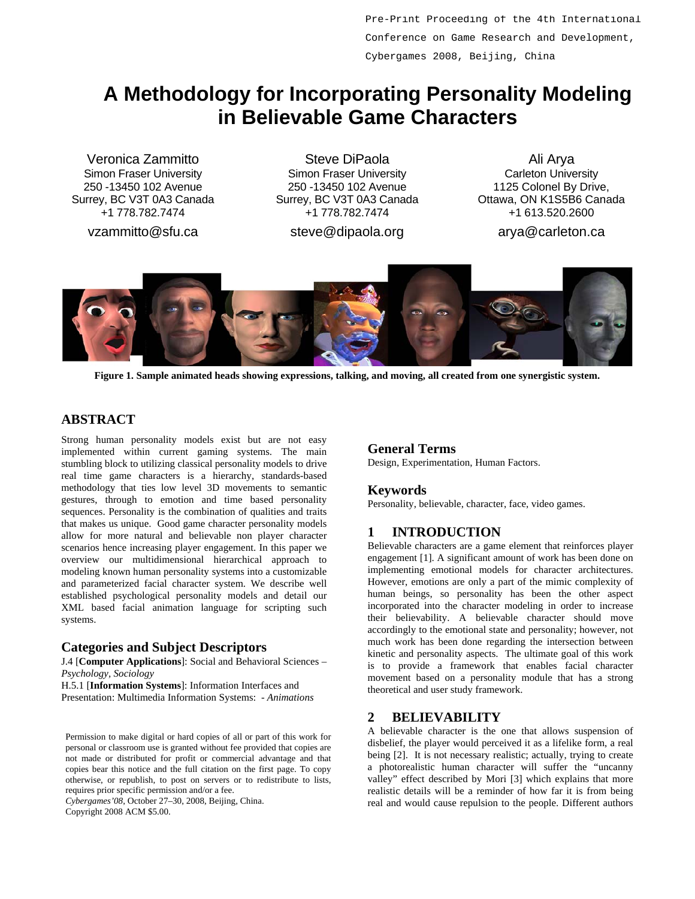Pre-Print Proceeding of the 4th International Conference on Game Research and Development, Cybergames 2008, Beijing, China

# A Methodology for Incorporating Personality Modeling in Believable Game Characters

Veronica Zammitto
Simon Fraser University
250 -13450 102 Avenue
Surrey, BC V3T 0A3 Canada
+1 778.782.7474
vzammitto@sfu.ca

Steve DiPaola
Simon Fraser University
250 -13450 102 Avenue
Surrey, BC V3T 0A3 Canada
+1 778.782.7474
steve@dipaola.org

Ali Arya
Carleton University
1125 Colonel By Drive,
Ottawa, ON K1S5B6 Canada
+1 613.520.2600
arya@carleton.ca

**Figure 1. Sample animated heads showing expressions, talking, and moving, all created from one synergistic system.**

## ABSTRACT

Strong human personality models exist but are not easy implemented within current gaming systems. The main stumbling block to utilizing classical personality models to drive real time game characters is a hierarchy, standards-based methodology that ties low level 3D movements to semantic gestures, through to emotion and time based personality sequences. Personality is the combination of qualities and traits that makes us unique. Good game character personality models allow for more natural and believable non player character scenarios hence increasing player engagement. In this paper we overview our multidimensional hierarchical approach to modeling known human personality systems into a customizable and parameterized facial character system. We describe well established psychological personality models and detail our XML based facial animation language for scripting such systems.

## Categories and Subject Descriptors

J.4 [**Computer Applications**]: Social and Behavioral Sciences – *Psychology, Sociology*

H.5.1 [**Information Systems**]: Information Interfaces and Presentation: Multimedia Information Systems: *- Animations*

Permission to make digital or hard copies of all or part of this work for personal or classroom use is granted without fee provided that copies are not made or distributed for profit or commercial advantage and that copies bear this notice and the full citation on the first page. To copy otherwise, or republish, to post on servers or to redistribute to lists, requires prior specific permission and/or a fee.
*Cybergames'08*, October 27–30, 2008, Beijing, China.
Copyright 2008 ACM $5.00.

## General Terms

Design, Experimentation, Human Factors.

## Keywords

Personality, believable, character, face, video games.

## 1 INTRODUCTION

Believable characters are a game element that reinforces player engagement [1]. A significant amount of work has been done on implementing emotional models for character architectures. However, emotions are only a part of the mimic complexity of human beings, so personality has been the other aspect incorporated into the character modeling in order to increase their believability. A believable character should move accordingly to the emotional state and personality; however, not much work has been done regarding the intersection between kinetic and personality aspects. The ultimate goal of this work is to provide a framework that enables facial character movement based on a personality module that has a strong theoretical and user study framework.

## 2 BELIEVABILITY

A believable character is the one that allows suspension of disbelief, the player would perceived it as a lifelike form, a real being [2]. It is not necessary realistic; actually, trying to create a photorealistic human character will suffer the "uncanny valley" effect described by Mori [3] which explains that more realistic details will be a reminder of how far it is from being real and would cause repulsion to the people. Different authors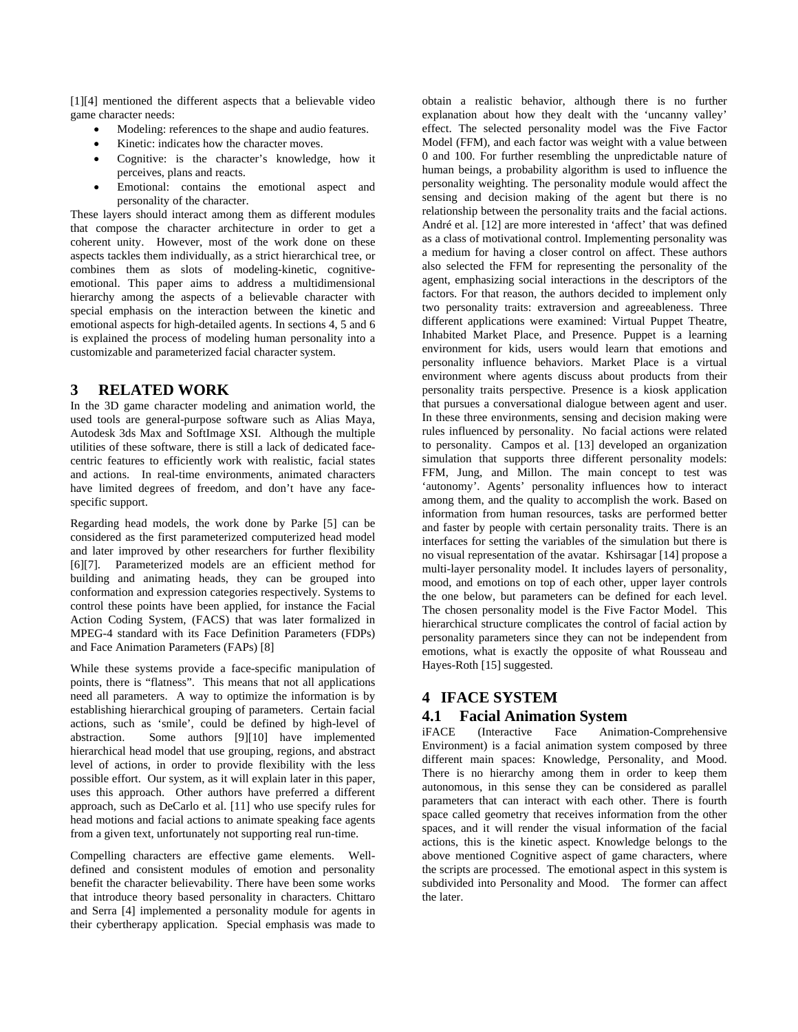[1][4] mentioned the different aspects that a believable video game character needs:

- Modeling: references to the shape and audio features.
- Kinetic: indicates how the character moves.
- Cognitive: is the character's knowledge, how it perceives, plans and reacts.
- Emotional: contains the emotional aspect and personality of the character.

These layers should interact among them as different modules that compose the character architecture in order to get a coherent unity. However, most of the work done on these aspects tackles them individually, as a strict hierarchical tree, or combines them as slots of modeling-kinetic, cognitive-emotional. This paper aims to address a multidimensional hierarchy among the aspects of a believable character with special emphasis on the interaction between the kinetic and emotional aspects for high-detailed agents. In sections 4, 5 and 6 is explained the process of modeling human personality into a customizable and parameterized facial character system.

# 3 RELATED WORK

In the 3D game character modeling and animation world, the used tools are general-purpose software such as Alias Maya, Autodesk 3ds Max and SoftImage XSI. Although the multiple utilities of these software, there is still a lack of dedicated face-centric features to efficiently work with realistic, facial states and actions. In real-time environments, animated characters have limited degrees of freedom, and don't have any face-specific support.

Regarding head models, the work done by Parke [5] can be considered as the first parameterized computerized head model and later improved by other researchers for further flexibility [6][7]. Parameterized models are an efficient method for building and animating heads, they can be grouped into conformation and expression categories respectively. Systems to control these points have been applied, for instance the Facial Action Coding System, (FACS) that was later formalized in MPEG-4 standard with its Face Definition Parameters (FDPs) and Face Animation Parameters (FAPs) [8]

While these systems provide a face-specific manipulation of points, there is "flatness". This means that not all applications need all parameters. A way to optimize the information is by establishing hierarchical grouping of parameters. Certain facial actions, such as 'smile', could be defined by high-level of abstraction. Some authors [9][10] have implemented hierarchical head model that use grouping, regions, and abstract level of actions, in order to provide flexibility with the less possible effort. Our system, as it will explain later in this paper, uses this approach. Other authors have preferred a different approach, such as DeCarlo et al. [11] who use specify rules for head motions and facial actions to animate speaking face agents from a given text, unfortunately not supporting real run-time.

Compelling characters are effective game elements. Well-defined and consistent modules of emotion and personality benefit the character believability. There have been some works that introduce theory based personality in characters. Chittaro and Serra [4] implemented a personality module for agents in their cybertherapy application. Special emphasis was made to obtain a realistic behavior, although there is no further explanation about how they dealt with the 'uncanny valley' effect. The selected personality model was the Five Factor Model (FFM), and each factor was weight with a value between 0 and 100. For further resembling the unpredictable nature of human beings, a probability algorithm is used to influence the personality weighting. The personality module would affect the sensing and decision making of the agent but there is no relationship between the personality traits and the facial actions. André et al. [12] are more interested in 'affect' that was defined as a class of motivational control. Implementing personality was a medium for having a closer control on affect. These authors also selected the FFM for representing the personality of the agent, emphasizing social interactions in the descriptors of the factors. For that reason, the authors decided to implement only two personality traits: extraversion and agreeableness. Three different applications were examined: Virtual Puppet Theatre, Inhabited Market Place, and Presence. Puppet is a learning environment for kids, users would learn that emotions and personality influence behaviors. Market Place is a virtual environment where agents discuss about products from their personality traits perspective. Presence is a kiosk application that pursues a conversational dialogue between agent and user. In these three environments, sensing and decision making were rules influenced by personality. No facial actions were related to personality. Campos et al. [13] developed an organization simulation that supports three different personality models: FFM, Jung, and Millon. The main concept to test was 'autonomy'. Agents' personality influences how to interact among them, and the quality to accomplish the work. Based on information from human resources, tasks are performed better and faster by people with certain personality traits. There is an interfaces for setting the variables of the simulation but there is no visual representation of the avatar. Kshirsagar [14] propose a multi-layer personality model. It includes layers of personality, mood, and emotions on top of each other, upper layer controls the one below, but parameters can be defined for each level. The chosen personality model is the Five Factor Model. This hierarchical structure complicates the control of facial action by personality parameters since they can not be independent from emotions, what is exactly the opposite of what Rousseau and Hayes-Roth [15] suggested.

# 4 IFACE SYSTEM

## 4.1 Facial Animation System

iFACE (Interactive Face Animation-Comprehensive Environment) is a facial animation system composed by three different main spaces: Knowledge, Personality, and Mood. There is no hierarchy among them in order to keep them autonomous, in this sense they can be considered as parallel parameters that can interact with each other. There is fourth space called geometry that receives information from the other spaces, and it will render the visual information of the facial actions, this is the kinetic aspect. Knowledge belongs to the above mentioned Cognitive aspect of game characters, where the scripts are processed. The emotional aspect in this system is subdivided into Personality and Mood. The former can affect the later.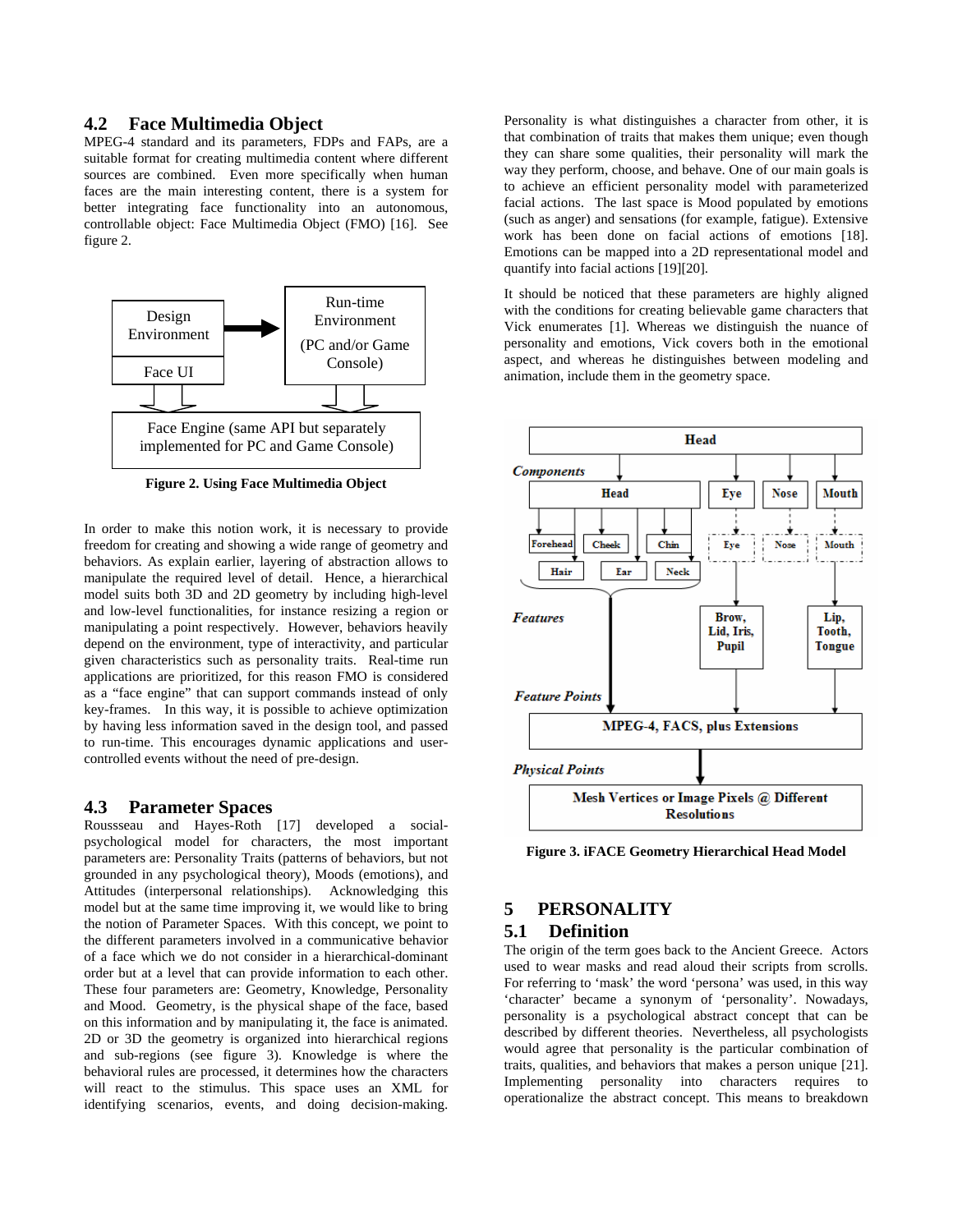## 4.2 Face Multimedia Object

MPEG-4 standard and its parameters, FDPs and FAPs, are a suitable format for creating multimedia content where different sources are combined. Even more specifically when human faces are the main interesting content, there is a system for better integrating face functionality into an autonomous, controllable object: Face Multimedia Object (FMO) [16]. See figure 2.

Design Environment | Face UI → Run-time Environment (PC and/or Game Console) → Face Engine (same API but separately implemented for PC and Game Console)

**Figure 2. Using Face Multimedia Object**

In order to make this notion work, it is necessary to provide freedom for creating and showing a wide range of geometry and behaviors. As explain earlier, layering of abstraction allows to manipulate the required level of detail. Hence, a hierarchical model suits both 3D and 2D geometry by including high-level and low-level functionalities, for instance resizing a region or manipulating a point respectively. However, behaviors heavily depend on the environment, type of interactivity, and particular given characteristics such as personality traits. Real-time run applications are prioritized, for this reason FMO is considered as a "face engine" that can support commands instead of only key-frames. In this way, it is possible to achieve optimization by having less information saved in the design tool, and passed to run-time. This encourages dynamic applications and user-controlled events without the need of pre-design.

## 4.3 Parameter Spaces

Roussseau and Hayes-Roth [17] developed a social-psychological model for characters, the most important parameters are: Personality Traits (patterns of behaviors, but not grounded in any psychological theory), Moods (emotions), and Attitudes (interpersonal relationships). Acknowledging this model but at the same time improving it, we would like to bring the notion of Parameter Spaces. With this concept, we point to the different parameters involved in a communicative behavior of a face which we do not consider in a hierarchical-dominant order but at a level that can provide information to each other. These four parameters are: Geometry, Knowledge, Personality and Mood. Geometry, is the physical shape of the face, based on this information and by manipulating it, the face is animated. 2D or 3D the geometry is organized into hierarchical regions and sub-regions (see figure 3). Knowledge is where the behavioral rules are processed, it determines how the characters will react to the stimulus. This space uses an XML for identifying scenarios, events, and doing decision-making. Personality is what distinguishes a character from other, it is that combination of traits that makes them unique; even though they can share some qualities, their personality will mark the way they perform, choose, and behave. One of our main goals is to achieve an efficient personality model with parameterized facial actions. The last space is Mood populated by emotions (such as anger) and sensations (for example, fatigue). Extensive work has been done on facial actions of emotions [18]. Emotions can be mapped into a 2D representational model and quantify into facial actions [19][20].

It should be noticed that these parameters are highly aligned with the conditions for creating believable game characters that Vick enumerates [1]. Whereas we distinguish the nuance of personality and emotions, Vick covers both in the emotional aspect, and whereas he distinguishes between modeling and animation, include them in the geometry space.

Head
- *Components*: Head (Forehead, Cheek, Chin, Hair, Ear, Neck), Eye (Eye), Nose (Nose), Mouth (Mouth)
- *Features*: Brow, Lid, Iris, Pupil; Lip, Tooth, Tongue
- *Feature Points*: MPEG-4, FACS, plus Extensions
- *Physical Points*: Mesh Vertices or Image Pixels @ Different Resolutions

**Figure 3. iFACE Geometry Hierarchical Head Model**

# 5 PERSONALITY

## 5.1 Definition

The origin of the term goes back to the Ancient Greece. Actors used to wear masks and read aloud their scripts from scrolls. For referring to 'mask' the word 'persona' was used, in this way 'character' became a synonym of 'personality'. Nowadays, personality is a psychological abstract concept that can be described by different theories. Nevertheless, all psychologists would agree that personality is the particular combination of traits, qualities, and behaviors that makes a person unique [21]. Implementing personality into characters requires to operationalize the abstract concept. This means to breakdown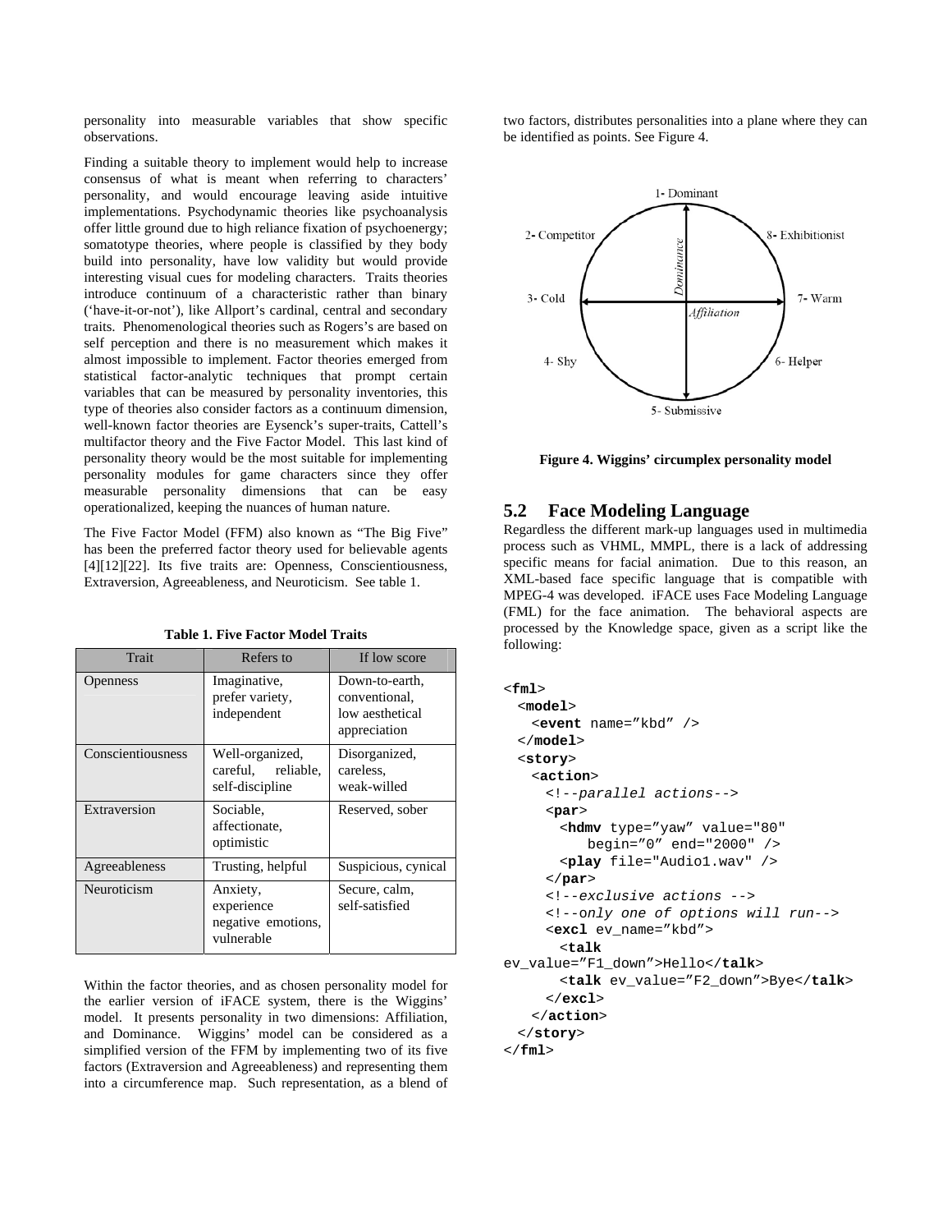personality into measurable variables that show specific observations.

Finding a suitable theory to implement would help to increase consensus of what is meant when referring to characters' personality, and would encourage leaving aside intuitive implementations. Psychodynamic theories like psychoanalysis offer little ground due to high reliance fixation of psychoenergy; somatotype theories, where people is classified by they body build into personality, have low validity but would provide interesting visual cues for modeling characters. Traits theories introduce continuum of a characteristic rather than binary ('have-it-or-not'), like Allport's cardinal, central and secondary traits. Phenomenological theories such as Rogers's are based on self perception and there is no measurement which makes it almost impossible to implement. Factor theories emerged from statistical factor-analytic techniques that prompt certain variables that can be measured by personality inventories, this type of theories also consider factors as a continuum dimension, well-known factor theories are Eysenck's super-traits, Cattell's multifactor theory and the Five Factor Model. This last kind of personality theory would be the most suitable for implementing personality modules for game characters since they offer measurable personality dimensions that can be easy operationalized, keeping the nuances of human nature.

The Five Factor Model (FFM) also known as "The Big Five" has been the preferred factor theory used for believable agents [4][12][22]. Its five traits are: Openness, Conscientiousness, Extraversion, Agreeableness, and Neuroticism. See table 1.

**Table 1. Five Factor Model Traits**

| Trait | Refers to | If low score |
|---|---|---|
| Openness | Imaginative, prefer variety, independent | Down-to-earth, conventional, low aesthetical appreciation |
| Conscientiousness | Well-organized, careful, reliable, self-discipline | Disorganized, careless, weak-willed |
| Extraversion | Sociable, affectionate, optimistic | Reserved, sober |
| Agreeableness | Trusting, helpful | Suspicious, cynical |
| Neuroticism | Anxiety, experience negative emotions, vulnerable | Secure, calm, self-satisfied |

Within the factor theories, and as chosen personality model for the earlier version of iFACE system, there is the Wiggins' model. It presents personality in two dimensions: Affiliation, and Dominance. Wiggins' model can be considered as a simplified version of the FFM by implementing two of its five factors (Extraversion and Agreeableness) and representing them into a circumference map. Such representation, as a blend of two factors, distributes personalities into a plane where they can be identified as points. See Figure 4.

1- Dominant, 2- Competitor, 3- Cold, 4- Shy, 5- Submissive, 6- Helper, 7- Warm, 8- Exhibitionist (Dominance / Affiliation axes)

**Figure 4. Wiggins' circumplex personality model**

## 5.2 Face Modeling Language

Regardless the different mark-up languages used in multimedia process such as VHML, MMPL, there is a lack of addressing specific means for facial animation. Due to this reason, an XML-based face specific language that is compatible with MPEG-4 was developed. iFACE uses Face Modeling Language (FML) for the face animation. The behavioral aspects are processed by the Knowledge space, given as a script like the following:

```
<fml>
  <model>
    <event name="kbd" />
  </model>
  <story>
    <action>
      <!--parallel actions-->
      <par>
        <hdmv type="yaw" value="80"
            begin="0" end="2000" />
        <play file="Audio1.wav" />
      </par>
      <!--exclusive actions -->
      <!--only one of options will run-->
      <excl ev_name="kbd">
        <talk
ev_value="F1_down">Hello</talk>
        <talk ev_value="F2_down">Bye</talk>
      </excl>
    </action>
  </story>
</fml>
```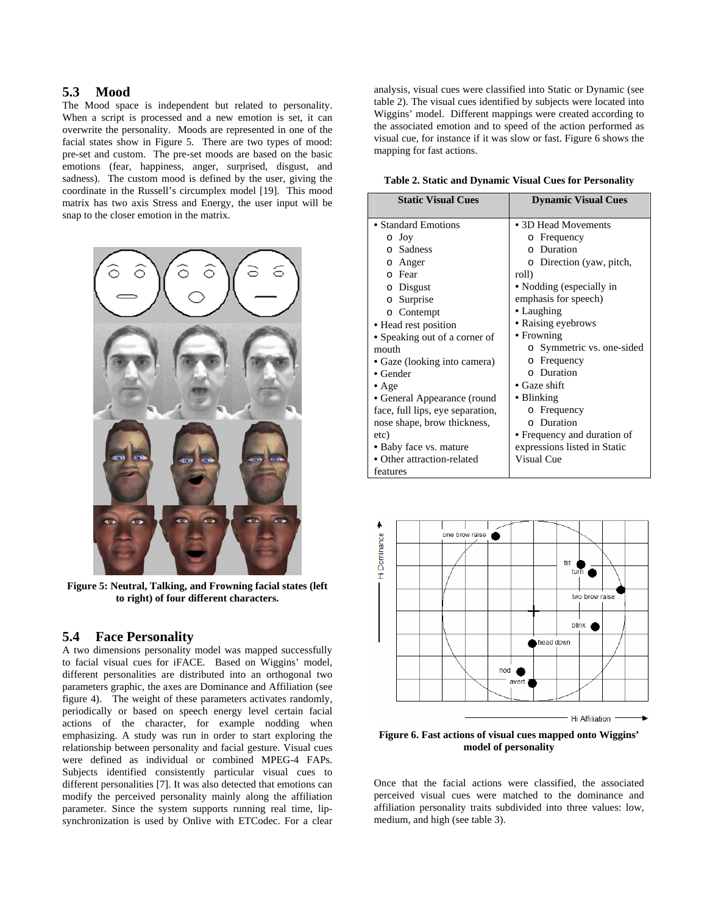## 5.3 Mood

The Mood space is independent but related to personality. When a script is processed and a new emotion is set, it can overwrite the personality. Moods are represented in one of the facial states show in Figure 5. There are two types of mood: pre-set and custom. The pre-set moods are based on the basic emotions (fear, happiness, anger, surprised, disgust, and sadness). The custom mood is defined by the user, giving the coordinate in the Russell's circumplex model [19]. This mood matrix has two axis Stress and Energy, the user input will be snap to the closer emotion in the matrix.

**Figure 5: Neutral, Talking, and Frowning facial states (left to right) of four different characters.**

## 5.4 Face Personality

A two dimensions personality model was mapped successfully to facial visual cues for iFACE. Based on Wiggins' model, different personalities are distributed into an orthogonal two parameters graphic, the axes are Dominance and Affiliation (see figure 4). The weight of these parameters activates randomly, periodically or based on speech energy level certain facial actions of the character, for example nodding when emphasizing. A study was run in order to start exploring the relationship between personality and facial gesture. Visual cues were defined as individual or combined MPEG-4 FAPs. Subjects identified consistently particular visual cues to different personalities [7]. It was also detected that emotions can modify the perceived personality mainly along the affiliation parameter. Since the system supports running real time, lip-synchronization is used by Onlive with ETCodec. For a clear analysis, visual cues were classified into Static or Dynamic (see table 2). The visual cues identified by subjects were located into Wiggins' model. Different mappings were created according to the associated emotion and to speed of the action performed as visual cue, for instance if it was slow or fast. Figure 6 shows the mapping for fast actions.

**Table 2. Static and Dynamic Visual Cues for Personality**

| Static Visual Cues | Dynamic Visual Cues |
|---|---|
| • Standard Emotions<br>o Joy<br>o Sadness<br>o Anger<br>o Fear<br>o Disgust<br>o Surprise<br>o Contempt<br>• Head rest position<br>• Speaking out of a corner of mouth<br>• Gaze (looking into camera)<br>• Gender<br>• Age<br>• General Appearance (round face, full lips, eye separation, nose shape, brow thickness, etc)<br>• Baby face vs. mature<br>• Other attraction-related features | • 3D Head Movements<br>o Frequency<br>o Duration<br>o Direction (yaw, pitch, roll)<br>• Nodding (especially in emphasis for speech)<br>• Laughing<br>• Raising eyebrows<br>• Frowning<br>o Symmetric vs. one-sided<br>o Frequency<br>o Duration<br>• Gaze shift<br>• Blinking<br>o Frequency<br>o Duration<br>• Frequency and duration of expressions listed in Static Visual Cue |

**Figure 6. Fast actions of visual cues mapped onto Wiggins' model of personality**

Once that the facial actions were classified, the associated perceived visual cues were matched to the dominance and affiliation personality traits subdivided into three values: low, medium, and high (see table 3).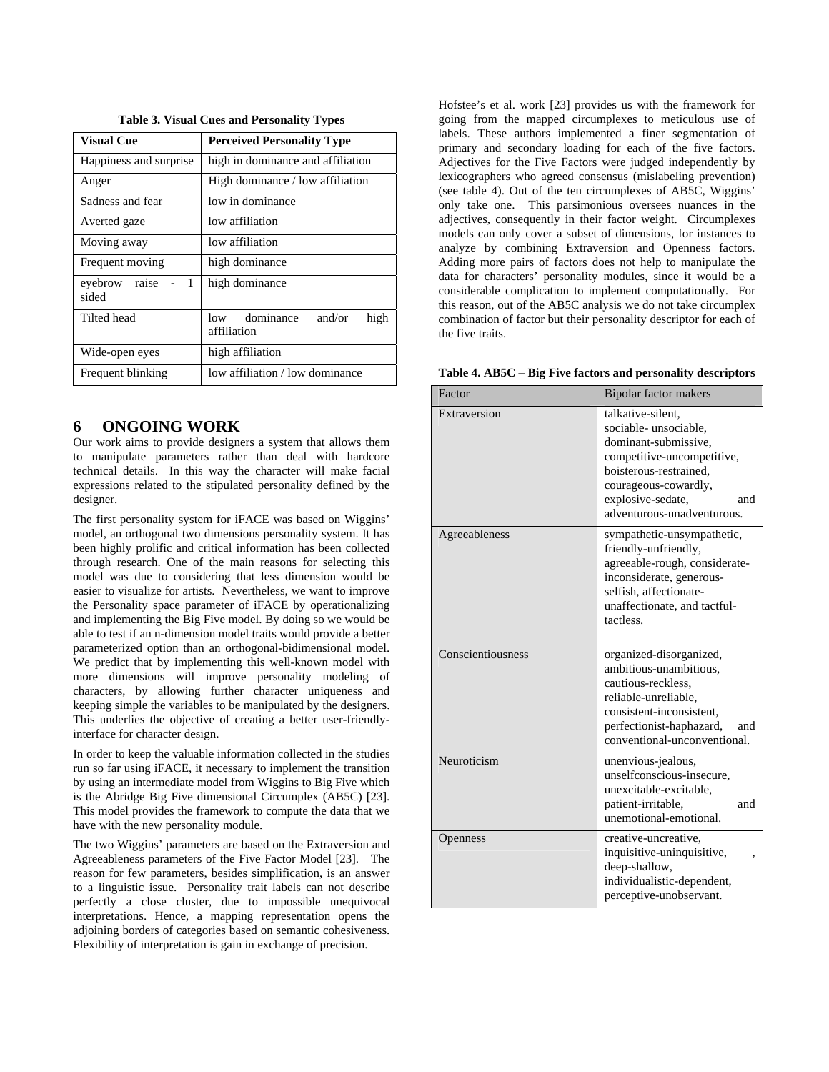**Table 3. Visual Cues and Personality Types**

| Visual Cue | Perceived Personality Type |
| --- | --- |
| Happiness and surprise | high in dominance and affiliation |
| Anger | High dominance / low affiliation |
| Sadness and fear | low in dominance |
| Averted gaze | low affiliation |
| Moving away | low affiliation |
| Frequent moving | high dominance |
| eyebrow raise - 1 sided | high dominance |
| Tilted head | low dominance and/or high affiliation |
| Wide-open eyes | high affiliation |
| Frequent blinking | low affiliation / low dominance |

## 6 ONGOING WORK

Our work aims to provide designers a system that allows them to manipulate parameters rather than deal with hardcore technical details. In this way the character will make facial expressions related to the stipulated personality defined by the designer.

The first personality system for iFACE was based on Wiggins' model, an orthogonal two dimensions personality system. It has been highly prolific and critical information has been collected through research. One of the main reasons for selecting this model was due to considering that less dimension would be easier to visualize for artists. Nevertheless, we want to improve the Personality space parameter of iFACE by operationalizing and implementing the Big Five model. By doing so we would be able to test if an n-dimension model traits would provide a better parameterized option than an orthogonal-bidimensional model. We predict that by implementing this well-known model with more dimensions will improve personality modeling of characters, by allowing further character uniqueness and keeping simple the variables to be manipulated by the designers. This underlies the objective of creating a better user-friendly-interface for character design.

In order to keep the valuable information collected in the studies run so far using iFACE, it necessary to implement the transition by using an intermediate model from Wiggins to Big Five which is the Abridge Big Five dimensional Circumplex (AB5C) [23]. This model provides the framework to compute the data that we have with the new personality module.

The two Wiggins' parameters are based on the Extraversion and Agreeableness parameters of the Five Factor Model [23]. The reason for few parameters, besides simplification, is an answer to a linguistic issue. Personality trait labels can not describe perfectly a close cluster, due to impossible unequivocal interpretations. Hence, a mapping representation opens the adjoining borders of categories based on semantic cohesiveness. Flexibility of interpretation is gain in exchange of precision.

Hofstee's et al. work [23] provides us with the framework for going from the mapped circumplexes to meticulous use of labels. These authors implemented a finer segmentation of primary and secondary loading for each of the five factors. Adjectives for the Five Factors were judged independently by lexicographers who agreed consensus (mislabeling prevention) (see table 4). Out of the ten circumplexes of AB5C, Wiggins' only take one. This parsimonious oversees nuances in the adjectives, consequently in their factor weight. Circumplexes models can only cover a subset of dimensions, for instances to analyze by combining Extraversion and Openness factors. Adding more pairs of factors does not help to manipulate the data for characters' personality modules, since it would be a considerable complication to implement computationally. For this reason, out of the AB5C analysis we do not take circumplex combination of factor but their personality descriptor for each of the five traits.

**Table 4. AB5C – Big Five factors and personality descriptors**

| Factor | Bipolar factor makers |
| --- | --- |
| Extraversion | talkative-silent, sociable- unsociable, dominant-submissive, competitive-uncompetitive, boisterous-restrained, courageous-cowardly, explosive-sedate, and adventurous-unadventurous. |
| Agreeableness | sympathetic-unsympathetic, friendly-unfriendly, agreeable-rough, considerate-inconsiderate, generous-selfish, affectionate-unaffectionate, and tactful-tactless. |
| Conscientiousness | organized-disorganized, ambitious-unambitious, cautious-reckless, reliable-unreliable, consistent-inconsistent, perfectionist-haphazard, and conventional-unconventional. |
| Neuroticism | unenvious-jealous, unselfconscious-insecure, unexcitable-excitable, patient-irritable, and unemotional-emotional. |
| Openness | creative-uncreative, inquisitive-uninquisitive, , deep-shallow, individualistic-dependent, perceptive-unobservant. |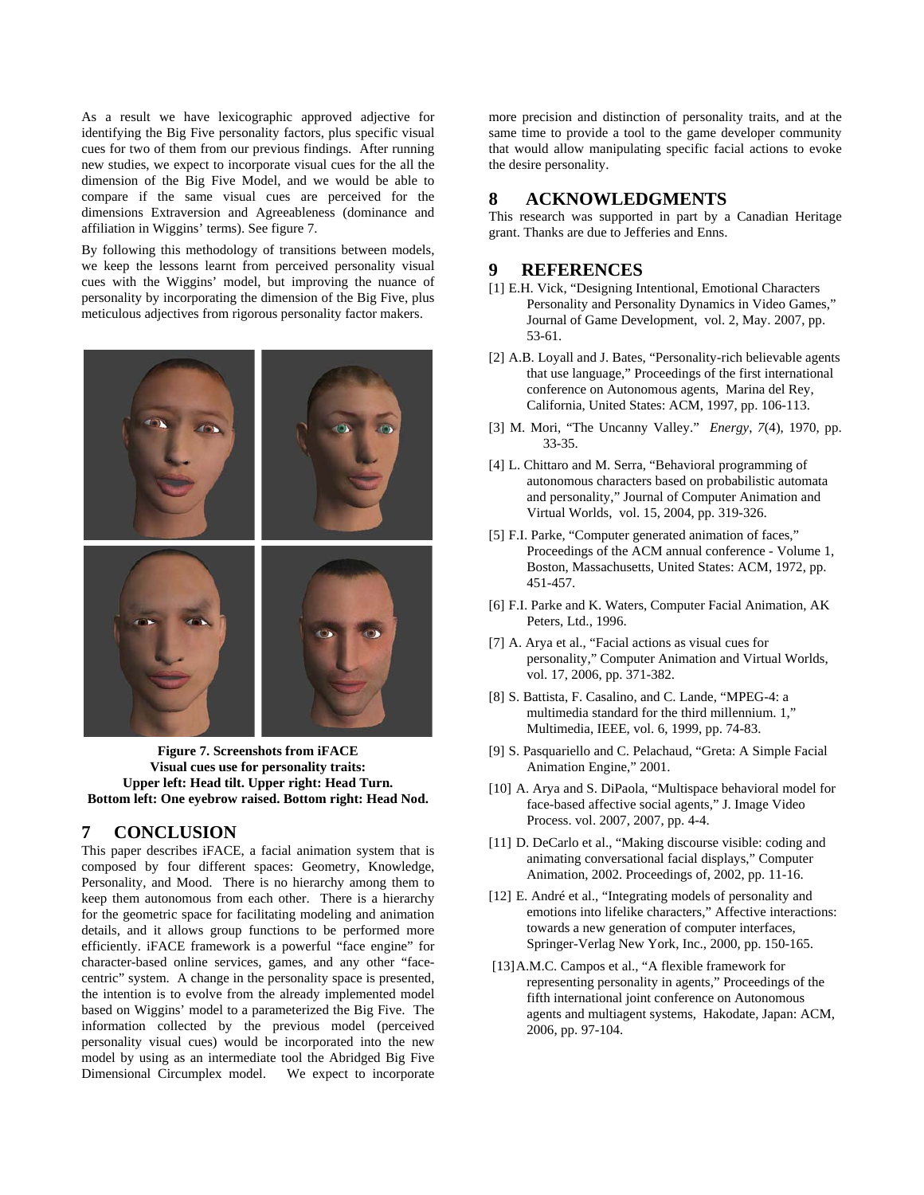As a result we have lexicographic approved adjective for identifying the Big Five personality factors, plus specific visual cues for two of them from our previous findings. After running new studies, we expect to incorporate visual cues for the all the dimension of the Big Five Model, and we would be able to compare if the same visual cues are perceived for the dimensions Extraversion and Agreeableness (dominance and affiliation in Wiggins' terms). See figure 7.

By following this methodology of transitions between models, we keep the lessons learnt from perceived personality visual cues with the Wiggins' model, but improving the nuance of personality by incorporating the dimension of the Big Five, plus meticulous adjectives from rigorous personality factor makers.

**Figure 7. Screenshots from iFACE Visual cues use for personality traits: Upper left: Head tilt. Upper right: Head Turn. Bottom left: One eyebrow raised. Bottom right: Head Nod.**

## 7 CONCLUSION

This paper describes iFACE, a facial animation system that is composed by four different spaces: Geometry, Knowledge, Personality, and Mood. There is no hierarchy among them to keep them autonomous from each other. There is a hierarchy for the geometric space for facilitating modeling and animation details, and it allows group functions to be performed more efficiently. iFACE framework is a powerful "face engine" for character-based online services, games, and any other "face-centric" system. A change in the personality space is presented, the intention is to evolve from the already implemented model based on Wiggins' model to a parameterized the Big Five. The information collected by the previous model (perceived personality visual cues) would be incorporated into the new model by using as an intermediate tool the Abridged Big Five Dimensional Circumplex model. We expect to incorporate more precision and distinction of personality traits, and at the same time to provide a tool to the game developer community that would allow manipulating specific facial actions to evoke the desire personality.

## 8 ACKNOWLEDGMENTS

This research was supported in part by a Canadian Heritage grant. Thanks are due to Jefferies and Enns.

## 9 REFERENCES

[1] E.H. Vick, "Designing Intentional, Emotional Characters Personality and Personality Dynamics in Video Games," Journal of Game Development, vol. 2, May. 2007, pp. 53-61.

[2] A.B. Loyall and J. Bates, "Personality-rich believable agents that use language," Proceedings of the first international conference on Autonomous agents, Marina del Rey, California, United States: ACM, 1997, pp. 106-113.

[3] M. Mori, "The Uncanny Valley." *Energy*, *7*(4), 1970, pp. 33-35.

[4] L. Chittaro and M. Serra, "Behavioral programming of autonomous characters based on probabilistic automata and personality," Journal of Computer Animation and Virtual Worlds, vol. 15, 2004, pp. 319-326.

[5] F.I. Parke, "Computer generated animation of faces," Proceedings of the ACM annual conference - Volume 1, Boston, Massachusetts, United States: ACM, 1972, pp. 451-457.

[6] F.I. Parke and K. Waters, Computer Facial Animation, AK Peters, Ltd., 1996.

[7] A. Arya et al., "Facial actions as visual cues for personality," Computer Animation and Virtual Worlds, vol. 17, 2006, pp. 371-382.

[8] S. Battista, F. Casalino, and C. Lande, "MPEG-4: a multimedia standard for the third millennium. 1," Multimedia, IEEE, vol. 6, 1999, pp. 74-83.

[9] S. Pasquariello and C. Pelachaud, "Greta: A Simple Facial Animation Engine," 2001.

[10] A. Arya and S. DiPaola, "Multispace behavioral model for face-based affective social agents," J. Image Video Process. vol. 2007, 2007, pp. 4-4.

[11] D. DeCarlo et al., "Making discourse visible: coding and animating conversational facial displays," Computer Animation, 2002. Proceedings of, 2002, pp. 11-16.

[12] E. André et al., "Integrating models of personality and emotions into lifelike characters," Affective interactions: towards a new generation of computer interfaces, Springer-Verlag New York, Inc., 2000, pp. 150-165.

[13] A.M.C. Campos et al., "A flexible framework for representing personality in agents," Proceedings of the fifth international joint conference on Autonomous agents and multiagent systems, Hakodate, Japan: ACM, 2006, pp. 97-104.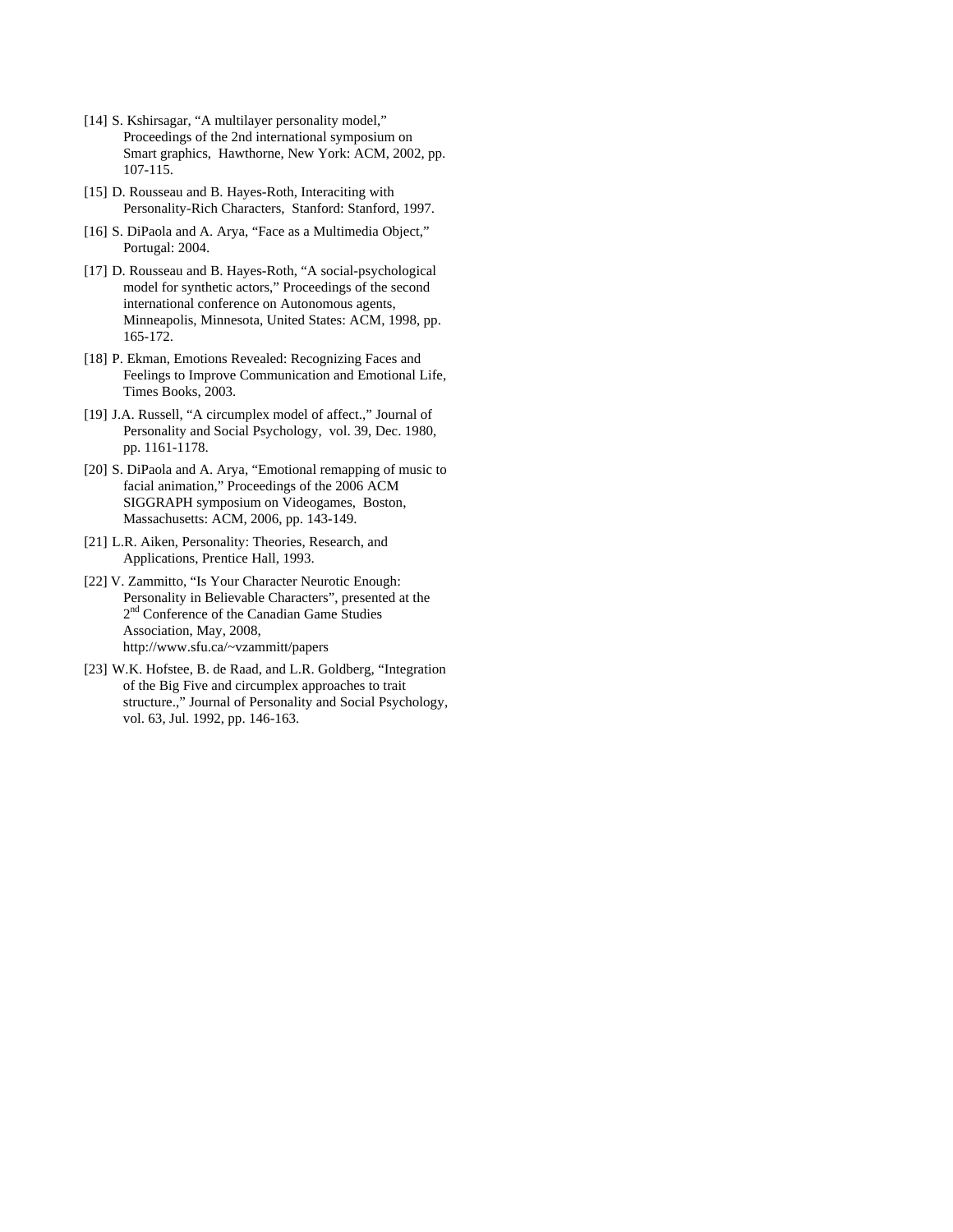[14] S. Kshirsagar, "A multilayer personality model," Proceedings of the 2nd international symposium on Smart graphics, Hawthorne, New York: ACM, 2002, pp. 107-115.

[15] D. Rousseau and B. Hayes-Roth, Interaciting with Personality-Rich Characters, Stanford: Stanford, 1997.

[16] S. DiPaola and A. Arya, "Face as a Multimedia Object," Portugal: 2004.

[17] D. Rousseau and B. Hayes-Roth, "A social-psychological model for synthetic actors," Proceedings of the second international conference on Autonomous agents, Minneapolis, Minnesota, United States: ACM, 1998, pp. 165-172.

[18] P. Ekman, Emotions Revealed: Recognizing Faces and Feelings to Improve Communication and Emotional Life, Times Books, 2003.

[19] J.A. Russell, "A circumplex model of affect.," Journal of Personality and Social Psychology, vol. 39, Dec. 1980, pp. 1161-1178.

[20] S. DiPaola and A. Arya, "Emotional remapping of music to facial animation," Proceedings of the 2006 ACM SIGGRAPH symposium on Videogames, Boston, Massachusetts: ACM, 2006, pp. 143-149.

[21] L.R. Aiken, Personality: Theories, Research, and Applications, Prentice Hall, 1993.

[22] V. Zammitto, "Is Your Character Neurotic Enough: Personality in Believable Characters", presented at the 2nd Conference of the Canadian Game Studies Association, May, 2008, http://www.sfu.ca/~vzammitt/papers

[23] W.K. Hofstee, B. de Raad, and L.R. Goldberg, "Integration of the Big Five and circumplex approaches to trait structure.," Journal of Personality and Social Psychology, vol. 63, Jul. 1992, pp. 146-163.